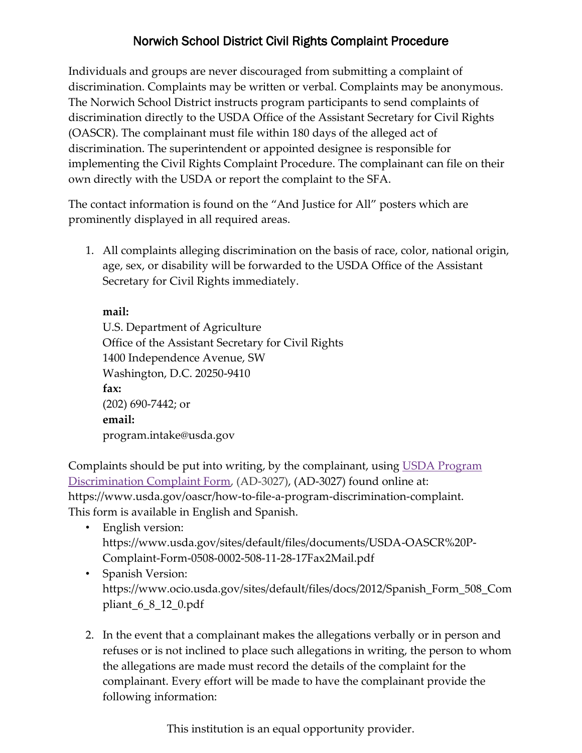# Norwich School District Civil Rights Complaint Procedure

Individuals and groups are never discouraged from submitting a complaint of discrimination. Complaints may be written or verbal. Complaints may be anonymous. The Norwich School District instructs program participants to send complaints of discrimination directly to the USDA Office of the Assistant Secretary for Civil Rights (OASCR). The complainant must file within 180 days of the alleged act of discrimination. The superintendent or appointed designee is responsible for implementing the Civil Rights Complaint Procedure. The complainant can file on their own directly with the USDA or report the complaint to the SFA.

The contact information is found on the "And Justice for All" posters which are prominently displayed in all required areas.

1. All complaints alleging discrimination on the basis of race, color, national origin, age, sex, or disability will be forwarded to the USDA Office of the Assistant Secretary for Civil Rights immediately.

   **mail:**
   U.S. Department of Agriculture
   Office of the Assistant Secretary for Civil Rights
   1400 Independence Avenue, SW
   Washington, D.C. 20250-9410
   **fax:**
   (202) 690-7442; or
   **email:**
   program.intake@usda.gov

Complaints should be put into writing, by the complainant, using USDA Program Discrimination Complaint Form, (AD-3027), (AD-3027) found online at: https://www.usda.gov/oascr/how-to-file-a-program-discrimination-complaint. This form is available in English and Spanish.

- English version: https://www.usda.gov/sites/default/files/documents/USDA-OASCR%20P-Complaint-Form-0508-0002-508-11-28-17Fax2Mail.pdf
- Spanish Version: https://www.ocio.usda.gov/sites/default/files/docs/2012/Spanish_Form_508_Compliant_6_8_12_0.pdf

2. In the event that a complainant makes the allegations verbally or in person and refuses or is not inclined to place such allegations in writing, the person to whom the allegations are made must record the details of the complaint for the complainant. Every effort will be made to have the complainant provide the following information:

This institution is an equal opportunity provider.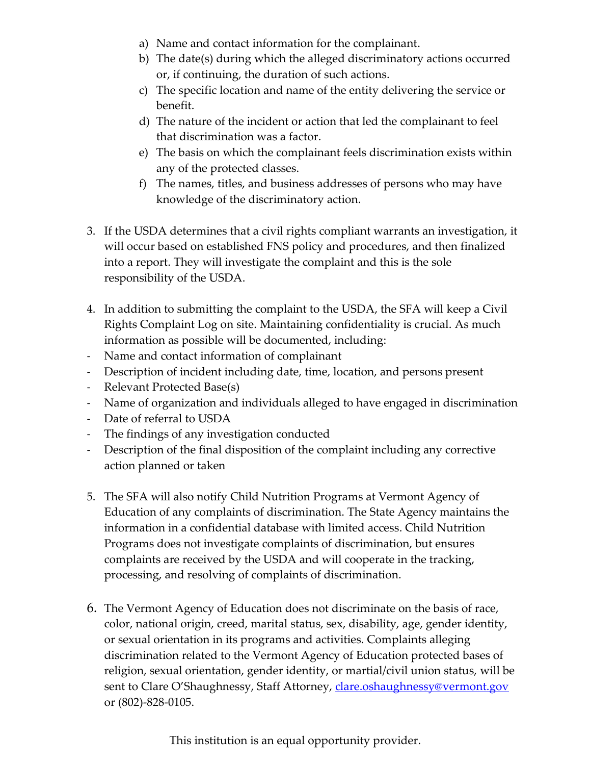a) Name and contact information for the complainant.
b) The date(s) during which the alleged discriminatory actions occurred or, if continuing, the duration of such actions.
c) The specific location and name of the entity delivering the service or benefit.
d) The nature of the incident or action that led the complainant to feel that discrimination was a factor.
e) The basis on which the complainant feels discrimination exists within any of the protected classes.
f) The names, titles, and business addresses of persons who may have knowledge of the discriminatory action.

3. If the USDA determines that a civil rights compliant warrants an investigation, it will occur based on established FNS policy and procedures, and then finalized into a report. They will investigate the complaint and this is the sole responsibility of the USDA.

4. In addition to submitting the complaint to the USDA, the SFA will keep a Civil Rights Complaint Log on site. Maintaining confidentiality is crucial. As much information as possible will be documented, including:

- Name and contact information of complainant
- Description of incident including date, time, location, and persons present
- Relevant Protected Base(s)
- Name of organization and individuals alleged to have engaged in discrimination
- Date of referral to USDA
- The findings of any investigation conducted
- Description of the final disposition of the complaint including any corrective action planned or taken

5. The SFA will also notify Child Nutrition Programs at Vermont Agency of Education of any complaints of discrimination. The State Agency maintains the information in a confidential database with limited access. Child Nutrition Programs does not investigate complaints of discrimination, but ensures complaints are received by the USDA and will cooperate in the tracking, processing, and resolving of complaints of discrimination.

6. The Vermont Agency of Education does not discriminate on the basis of race, color, national origin, creed, marital status, sex, disability, age, gender identity, or sexual orientation in its programs and activities. Complaints alleging discrimination related to the Vermont Agency of Education protected bases of religion, sexual orientation, gender identity, or martial/civil union status, will be sent to Clare O'Shaughnessy, Staff Attorney, clare.oshaughnessy@vermont.gov or (802)-828-0105.

This institution is an equal opportunity provider.